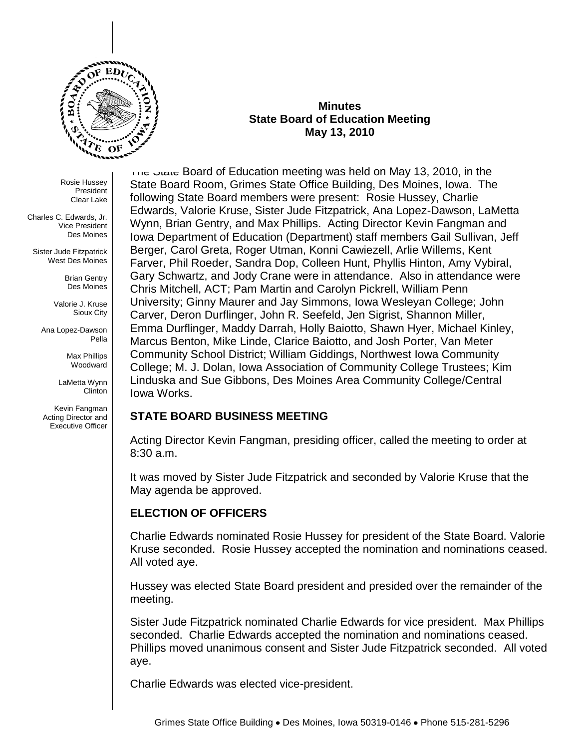**Minutes**
**State Board of Education Meeting**
**May 13, 2010**

Rosie Hussey
President
Clear Lake

Charles C. Edwards, Jr.
Vice President
Des Moines

Sister Jude Fitzpatrick
West Des Moines

Brian Gentry
Des Moines

Valorie J. Kruse
Sioux City

Ana Lopez-Dawson
Pella

Max Phillips
Woodward

LaMetta Wynn
Clinton

Kevin Fangman
Acting Director and
Executive Officer

The State Board of Education meeting was held on May 13, 2010, in the State Board Room, Grimes State Office Building, Des Moines, Iowa. The following State Board members were present: Rosie Hussey, Charlie Edwards, Valorie Kruse, Sister Jude Fitzpatrick, Ana Lopez-Dawson, LaMetta Wynn, Brian Gentry, and Max Phillips. Acting Director Kevin Fangman and Iowa Department of Education (Department) staff members Gail Sullivan, Jeff Berger, Carol Greta, Roger Utman, Konni Cawiezell, Arlie Willems, Kent Farver, Phil Roeder, Sandra Dop, Colleen Hunt, Phyllis Hinton, Amy Vybiral, Gary Schwartz, and Jody Crane were in attendance. Also in attendance were Chris Mitchell, ACT; Pam Martin and Carolyn Pickrell, William Penn University; Ginny Maurer and Jay Simmons, Iowa Wesleyan College; John Carver, Deron Durflinger, John R. Seefeld, Jen Sigrist, Shannon Miller, Emma Durflinger, Maddy Darrah, Holly Baiotto, Shawn Hyer, Michael Kinley, Marcus Benton, Mike Linde, Clarice Baiotto, and Josh Porter, Van Meter Community School District; William Giddings, Northwest Iowa Community College; M. J. Dolan, Iowa Association of Community College Trustees; Kim Linduska and Sue Gibbons, Des Moines Area Community College/Central Iowa Works.

## STATE BOARD BUSINESS MEETING

Acting Director Kevin Fangman, presiding officer, called the meeting to order at 8:30 a.m.

It was moved by Sister Jude Fitzpatrick and seconded by Valorie Kruse that the May agenda be approved.

## ELECTION OF OFFICERS

Charlie Edwards nominated Rosie Hussey for president of the State Board. Valorie Kruse seconded. Rosie Hussey accepted the nomination and nominations ceased. All voted aye.

Hussey was elected State Board president and presided over the remainder of the meeting.

Sister Jude Fitzpatrick nominated Charlie Edwards for vice president. Max Phillips seconded. Charlie Edwards accepted the nomination and nominations ceased. Phillips moved unanimous consent and Sister Jude Fitzpatrick seconded. All voted aye.

Charlie Edwards was elected vice-president.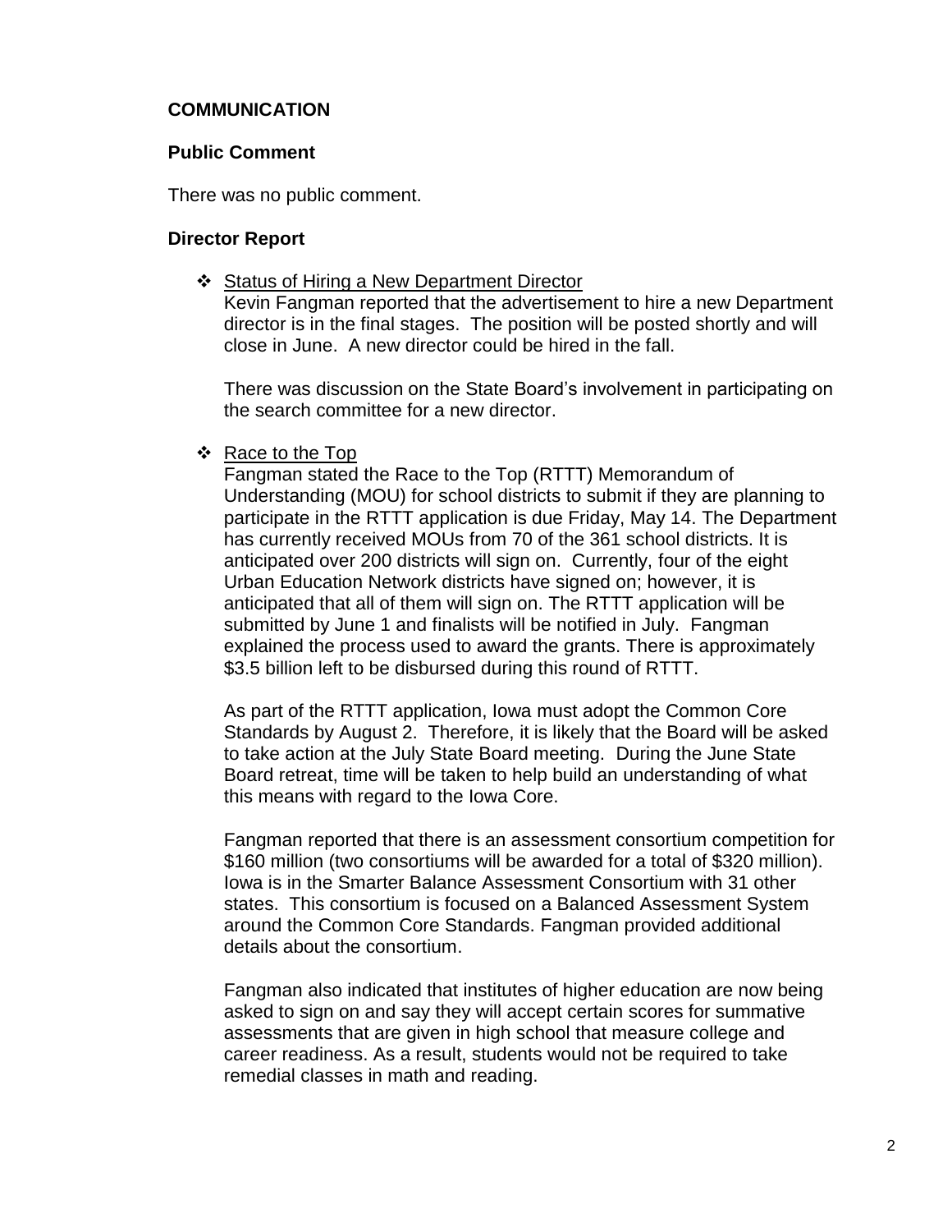## COMMUNICATION

### Public Comment

There was no public comment.

### Director Report

- <u>Status of Hiring a New Department Director</u>
  Kevin Fangman reported that the advertisement to hire a new Department director is in the final stages. The position will be posted shortly and will close in June. A new director could be hired in the fall.

  There was discussion on the State Board's involvement in participating on the search committee for a new director.

- <u>Race to the Top</u>
  Fangman stated the Race to the Top (RTTT) Memorandum of Understanding (MOU) for school districts to submit if they are planning to participate in the RTTT application is due Friday, May 14. The Department has currently received MOUs from 70 of the 361 school districts. It is anticipated over 200 districts will sign on. Currently, four of the eight Urban Education Network districts have signed on; however, it is anticipated that all of them will sign on. The RTTT application will be submitted by June 1 and finalists will be notified in July. Fangman explained the process used to award the grants. There is approximately $3.5 billion left to be disbursed during this round of RTTT.

  As part of the RTTT application, Iowa must adopt the Common Core Standards by August 2. Therefore, it is likely that the Board will be asked to take action at the July State Board meeting. During the June State Board retreat, time will be taken to help build an understanding of what this means with regard to the Iowa Core.

  Fangman reported that there is an assessment consortium competition for $160 million (two consortiums will be awarded for a total of $320 million). Iowa is in the Smarter Balance Assessment Consortium with 31 other states. This consortium is focused on a Balanced Assessment System around the Common Core Standards. Fangman provided additional details about the consortium.

  Fangman also indicated that institutes of higher education are now being asked to sign on and say they will accept certain scores for summative assessments that are given in high school that measure college and career readiness. As a result, students would not be required to take remedial classes in math and reading.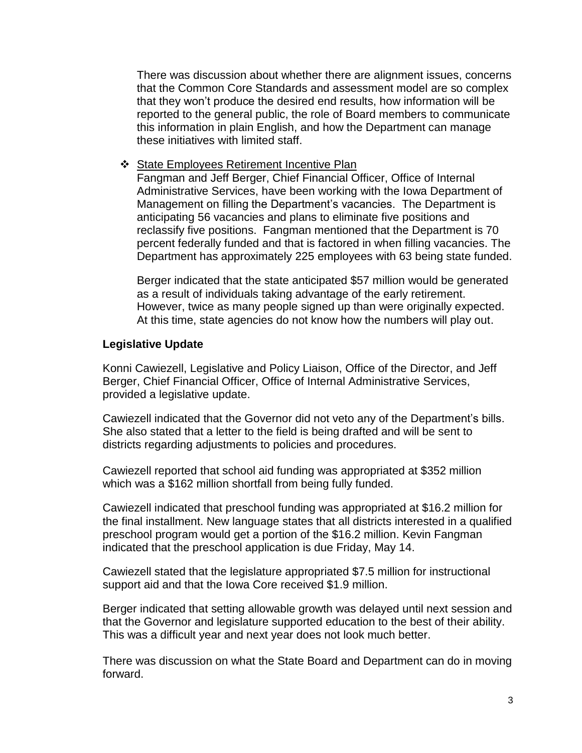There was discussion about whether there are alignment issues, concerns that the Common Core Standards and assessment model are so complex that they won't produce the desired end results, how information will be reported to the general public, the role of Board members to communicate this information in plain English, and how the Department can manage these initiatives with limited staff.

- State Employees Retirement Incentive Plan

  Fangman and Jeff Berger, Chief Financial Officer, Office of Internal Administrative Services, have been working with the Iowa Department of Management on filling the Department's vacancies. The Department is anticipating 56 vacancies and plans to eliminate five positions and reclassify five positions. Fangman mentioned that the Department is 70 percent federally funded and that is factored in when filling vacancies. The Department has approximately 225 employees with 63 being state funded.

  Berger indicated that the state anticipated $57 million would be generated as a result of individuals taking advantage of the early retirement. However, twice as many people signed up than were originally expected. At this time, state agencies do not know how the numbers will play out.

**Legislative Update**

Konni Cawiezell, Legislative and Policy Liaison, Office of the Director, and Jeff Berger, Chief Financial Officer, Office of Internal Administrative Services, provided a legislative update.

Cawiezell indicated that the Governor did not veto any of the Department's bills. She also stated that a letter to the field is being drafted and will be sent to districts regarding adjustments to policies and procedures.

Cawiezell reported that school aid funding was appropriated at $352 million which was a $162 million shortfall from being fully funded.

Cawiezell indicated that preschool funding was appropriated at $16.2 million for the final installment. New language states that all districts interested in a qualified preschool program would get a portion of the $16.2 million. Kevin Fangman indicated that the preschool application is due Friday, May 14.

Cawiezell stated that the legislature appropriated $7.5 million for instructional support aid and that the Iowa Core received $1.9 million.

Berger indicated that setting allowable growth was delayed until next session and that the Governor and legislature supported education to the best of their ability. This was a difficult year and next year does not look much better.

There was discussion on what the State Board and Department can do in moving forward.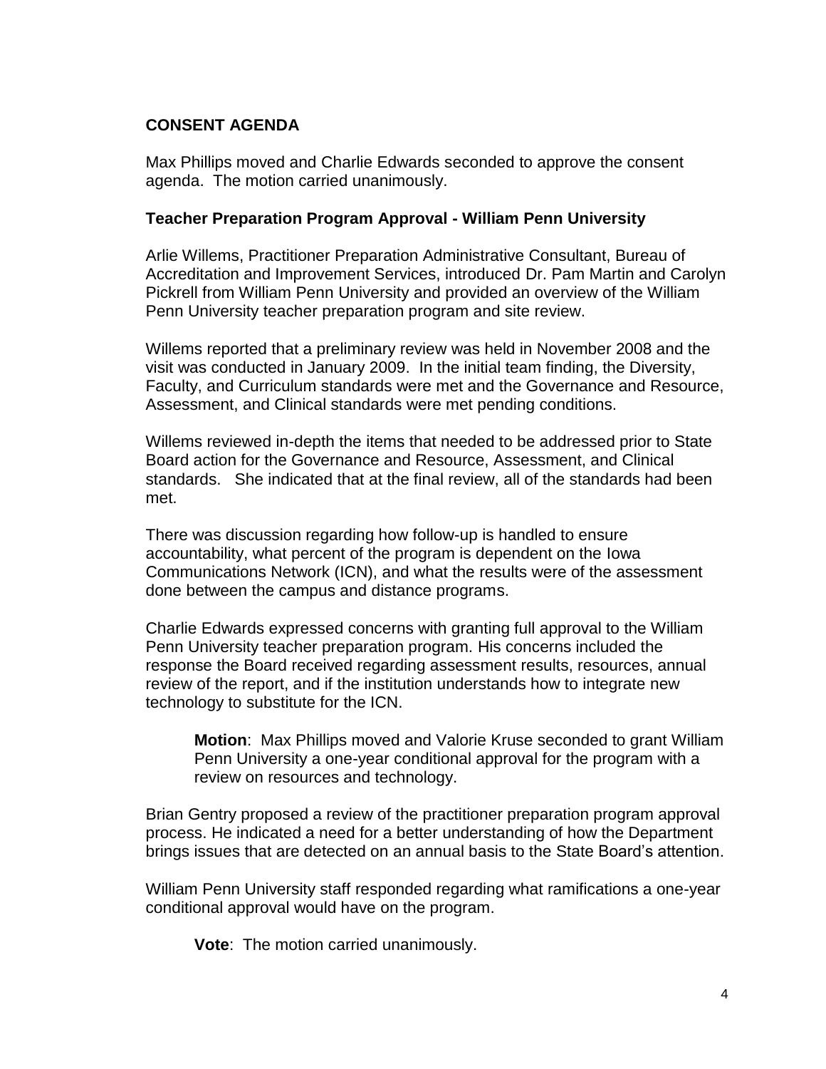## CONSENT AGENDA

Max Phillips moved and Charlie Edwards seconded to approve the consent agenda. The motion carried unanimously.

### Teacher Preparation Program Approval - William Penn University

Arlie Willems, Practitioner Preparation Administrative Consultant, Bureau of Accreditation and Improvement Services, introduced Dr. Pam Martin and Carolyn Pickrell from William Penn University and provided an overview of the William Penn University teacher preparation program and site review.

Willems reported that a preliminary review was held in November 2008 and the visit was conducted in January 2009. In the initial team finding, the Diversity, Faculty, and Curriculum standards were met and the Governance and Resource, Assessment, and Clinical standards were met pending conditions.

Willems reviewed in-depth the items that needed to be addressed prior to State Board action for the Governance and Resource, Assessment, and Clinical standards. She indicated that at the final review, all of the standards had been met.

There was discussion regarding how follow-up is handled to ensure accountability, what percent of the program is dependent on the Iowa Communications Network (ICN), and what the results were of the assessment done between the campus and distance programs.

Charlie Edwards expressed concerns with granting full approval to the William Penn University teacher preparation program. His concerns included the response the Board received regarding assessment results, resources, annual review of the report, and if the institution understands how to integrate new technology to substitute for the ICN.

> **Motion**: Max Phillips moved and Valorie Kruse seconded to grant William Penn University a one-year conditional approval for the program with a review on resources and technology.

Brian Gentry proposed a review of the practitioner preparation program approval process. He indicated a need for a better understanding of how the Department brings issues that are detected on an annual basis to the State Board's attention.

William Penn University staff responded regarding what ramifications a one-year conditional approval would have on the program.

> **Vote**: The motion carried unanimously.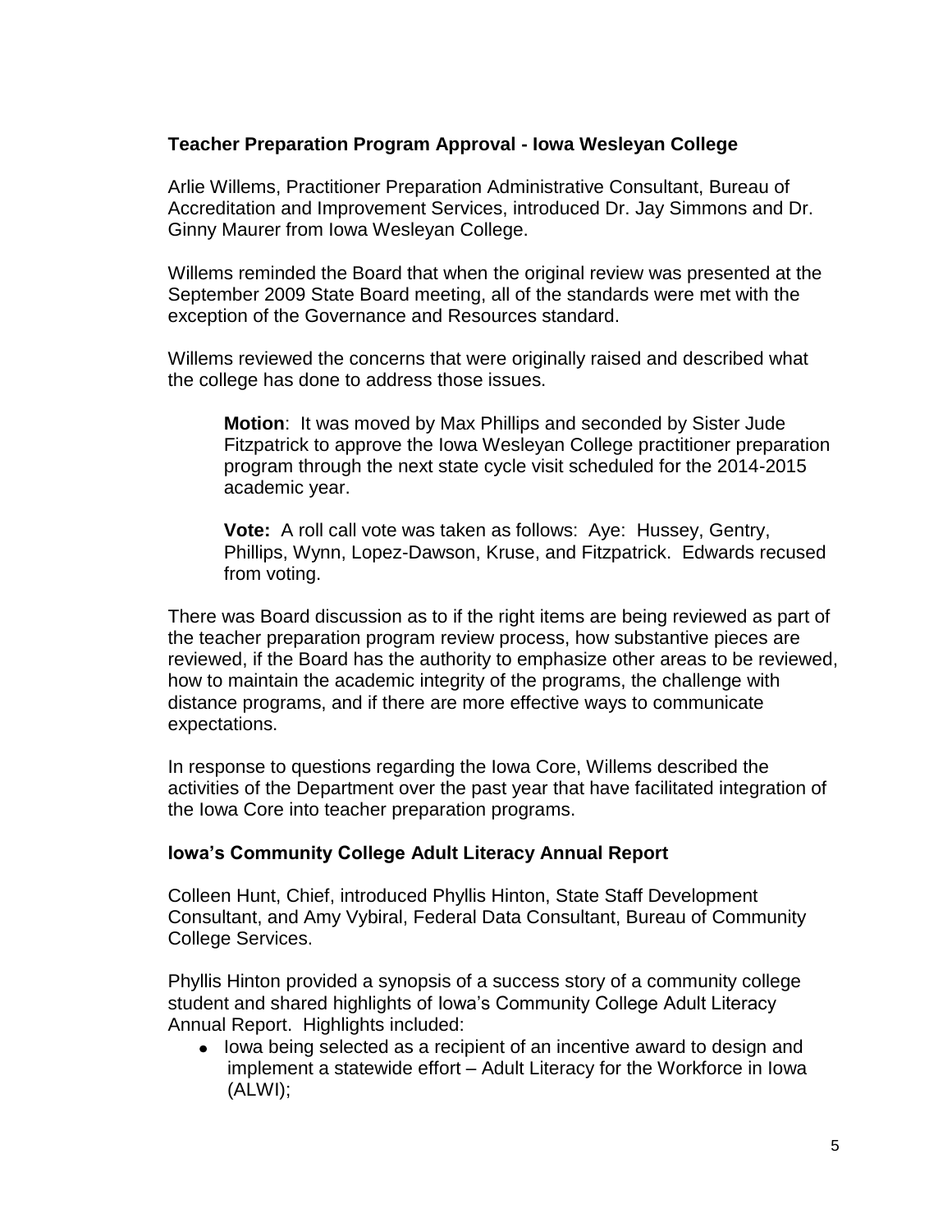### Teacher Preparation Program Approval - Iowa Wesleyan College

Arlie Willems, Practitioner Preparation Administrative Consultant, Bureau of Accreditation and Improvement Services, introduced Dr. Jay Simmons and Dr. Ginny Maurer from Iowa Wesleyan College.

Willems reminded the Board that when the original review was presented at the September 2009 State Board meeting, all of the standards were met with the exception of the Governance and Resources standard.

Willems reviewed the concerns that were originally raised and described what the college has done to address those issues.

> **Motion**: It was moved by Max Phillips and seconded by Sister Jude Fitzpatrick to approve the Iowa Wesleyan College practitioner preparation program through the next state cycle visit scheduled for the 2014-2015 academic year.
>
> **Vote:** A roll call vote was taken as follows: Aye: Hussey, Gentry, Phillips, Wynn, Lopez-Dawson, Kruse, and Fitzpatrick. Edwards recused from voting.

There was Board discussion as to if the right items are being reviewed as part of the teacher preparation program review process, how substantive pieces are reviewed, if the Board has the authority to emphasize other areas to be reviewed, how to maintain the academic integrity of the programs, the challenge with distance programs, and if there are more effective ways to communicate expectations.

In response to questions regarding the Iowa Core, Willems described the activities of the Department over the past year that have facilitated integration of the Iowa Core into teacher preparation programs.

### Iowa's Community College Adult Literacy Annual Report

Colleen Hunt, Chief, introduced Phyllis Hinton, State Staff Development Consultant, and Amy Vybiral, Federal Data Consultant, Bureau of Community College Services.

Phyllis Hinton provided a synopsis of a success story of a community college student and shared highlights of Iowa's Community College Adult Literacy Annual Report. Highlights included:

- Iowa being selected as a recipient of an incentive award to design and implement a statewide effort – Adult Literacy for the Workforce in Iowa (ALWI);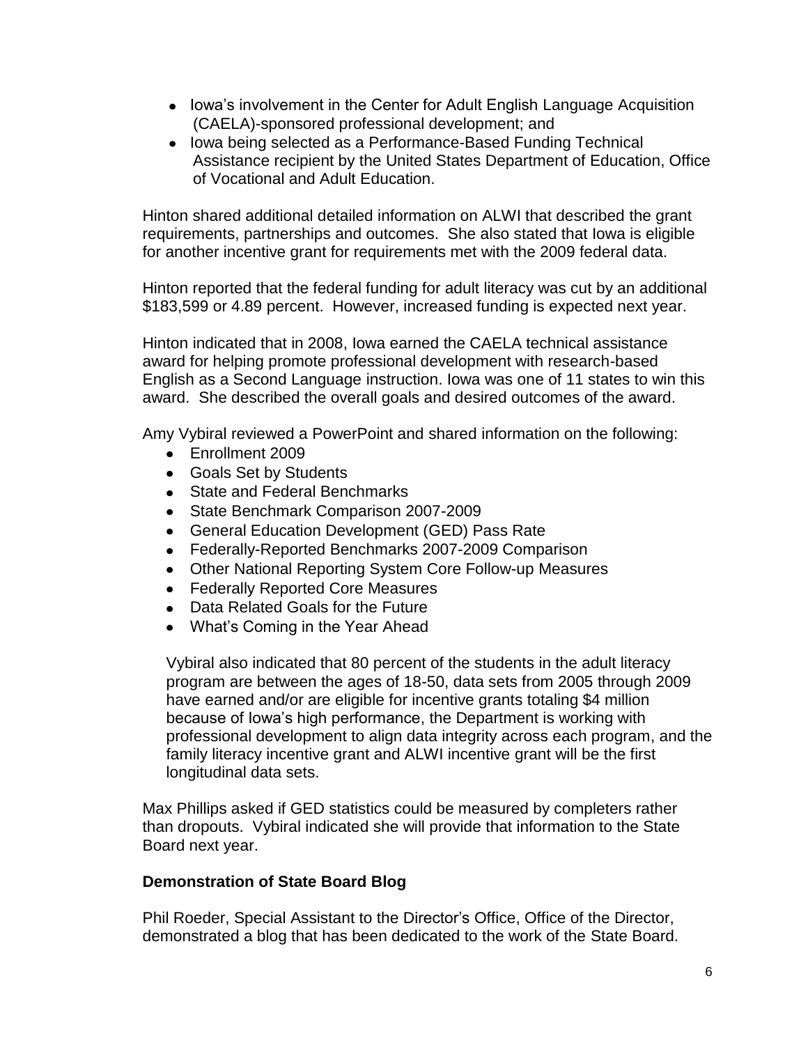- Iowa's involvement in the Center for Adult English Language Acquisition (CAELA)-sponsored professional development; and
- Iowa being selected as a Performance-Based Funding Technical Assistance recipient by the United States Department of Education, Office of Vocational and Adult Education.

Hinton shared additional detailed information on ALWI that described the grant requirements, partnerships and outcomes. She also stated that Iowa is eligible for another incentive grant for requirements met with the 2009 federal data.

Hinton reported that the federal funding for adult literacy was cut by an additional $183,599 or 4.89 percent. However, increased funding is expected next year.

Hinton indicated that in 2008, Iowa earned the CAELA technical assistance award for helping promote professional development with research-based English as a Second Language instruction. Iowa was one of 11 states to win this award. She described the overall goals and desired outcomes of the award.

Amy Vybiral reviewed a PowerPoint and shared information on the following:

- Enrollment 2009
- Goals Set by Students
- State and Federal Benchmarks
- State Benchmark Comparison 2007-2009
- General Education Development (GED) Pass Rate
- Federally-Reported Benchmarks 2007-2009 Comparison
- Other National Reporting System Core Follow-up Measures
- Federally Reported Core Measures
- Data Related Goals for the Future
- What's Coming in the Year Ahead

Vybiral also indicated that 80 percent of the students in the adult literacy program are between the ages of 18-50, data sets from 2005 through 2009 have earned and/or are eligible for incentive grants totaling $4 million because of Iowa's high performance, the Department is working with professional development to align data integrity across each program, and the family literacy incentive grant and ALWI incentive grant will be the first longitudinal data sets.

Max Phillips asked if GED statistics could be measured by completers rather than dropouts. Vybiral indicated she will provide that information to the State Board next year.

**Demonstration of State Board Blog**

Phil Roeder, Special Assistant to the Director's Office, Office of the Director, demonstrated a blog that has been dedicated to the work of the State Board.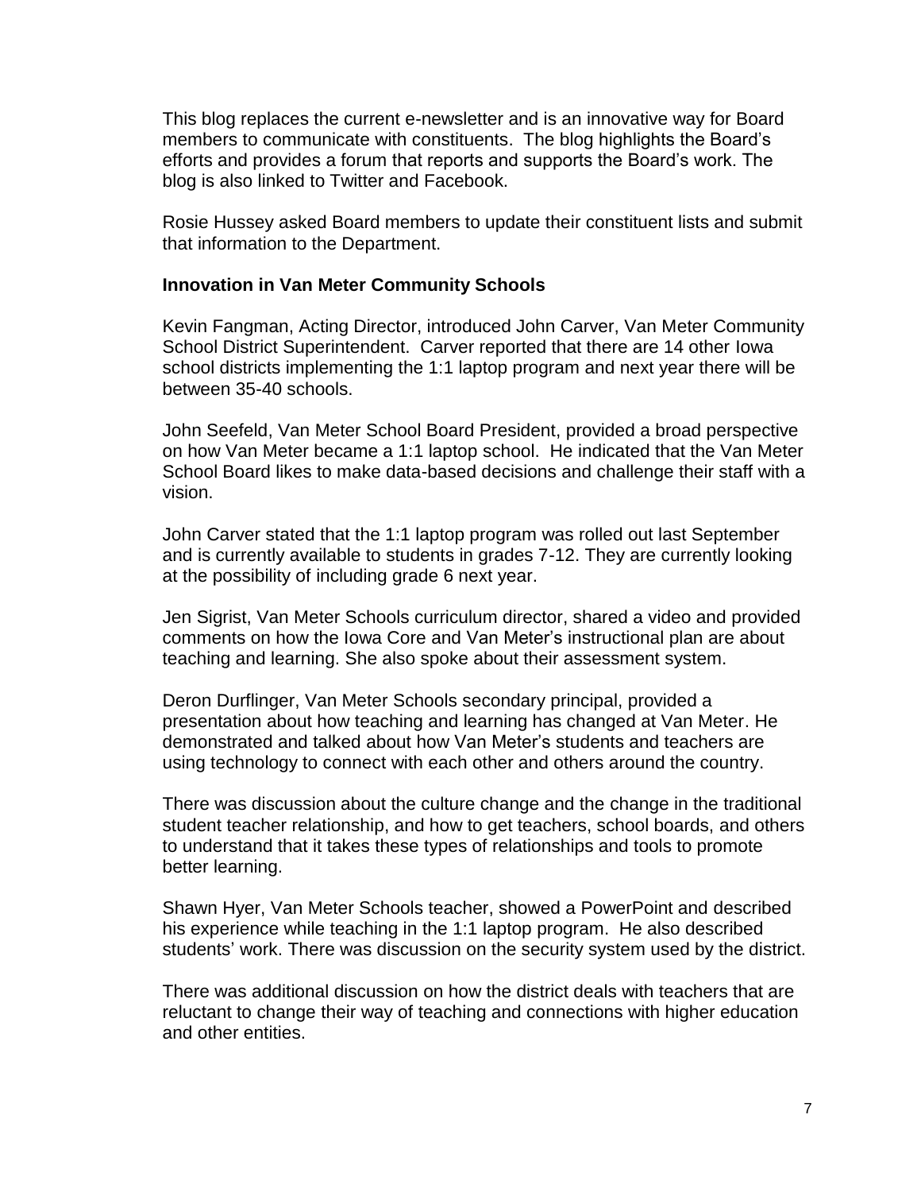This blog replaces the current e-newsletter and is an innovative way for Board members to communicate with constituents. The blog highlights the Board's efforts and provides a forum that reports and supports the Board's work. The blog is also linked to Twitter and Facebook.

Rosie Hussey asked Board members to update their constituent lists and submit that information to the Department.

**Innovation in Van Meter Community Schools**

Kevin Fangman, Acting Director, introduced John Carver, Van Meter Community School District Superintendent. Carver reported that there are 14 other Iowa school districts implementing the 1:1 laptop program and next year there will be between 35-40 schools.

John Seefeld, Van Meter School Board President, provided a broad perspective on how Van Meter became a 1:1 laptop school. He indicated that the Van Meter School Board likes to make data-based decisions and challenge their staff with a vision.

John Carver stated that the 1:1 laptop program was rolled out last September and is currently available to students in grades 7-12. They are currently looking at the possibility of including grade 6 next year.

Jen Sigrist, Van Meter Schools curriculum director, shared a video and provided comments on how the Iowa Core and Van Meter's instructional plan are about teaching and learning. She also spoke about their assessment system.

Deron Durflinger, Van Meter Schools secondary principal, provided a presentation about how teaching and learning has changed at Van Meter. He demonstrated and talked about how Van Meter's students and teachers are using technology to connect with each other and others around the country.

There was discussion about the culture change and the change in the traditional student teacher relationship, and how to get teachers, school boards, and others to understand that it takes these types of relationships and tools to promote better learning.

Shawn Hyer, Van Meter Schools teacher, showed a PowerPoint and described his experience while teaching in the 1:1 laptop program. He also described students' work. There was discussion on the security system used by the district.

There was additional discussion on how the district deals with teachers that are reluctant to change their way of teaching and connections with higher education and other entities.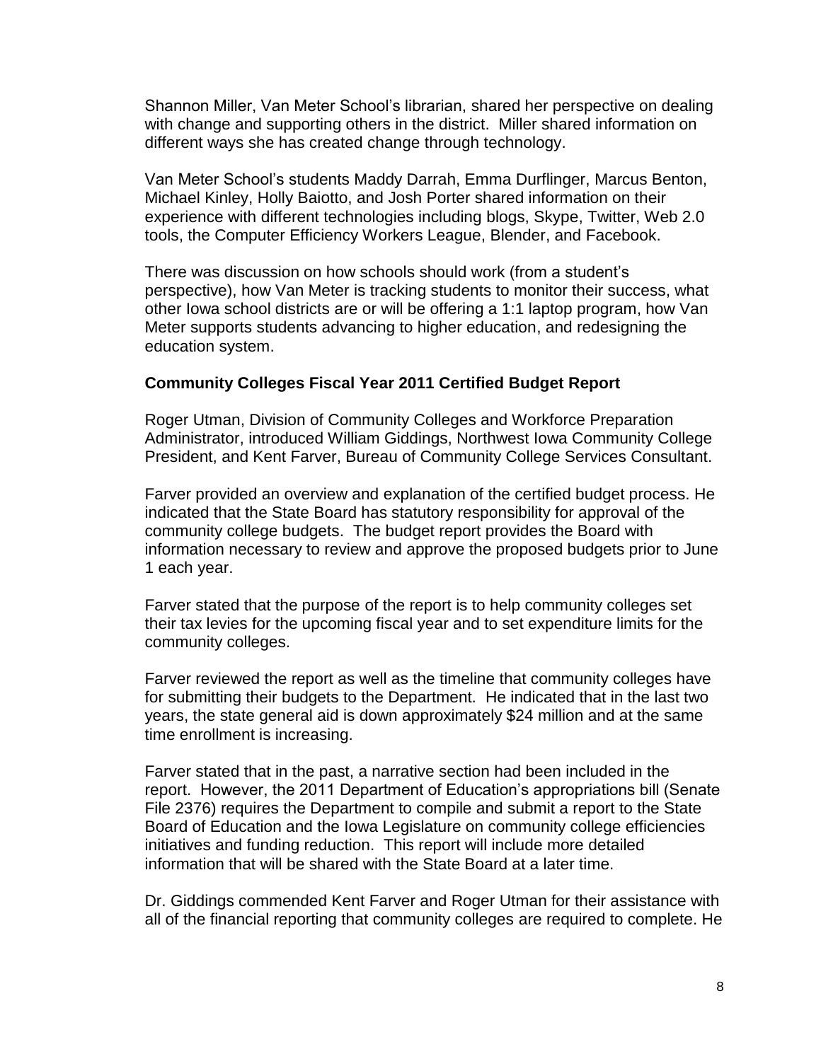Shannon Miller, Van Meter School's librarian, shared her perspective on dealing with change and supporting others in the district. Miller shared information on different ways she has created change through technology.

Van Meter School's students Maddy Darrah, Emma Durflinger, Marcus Benton, Michael Kinley, Holly Baiotto, and Josh Porter shared information on their experience with different technologies including blogs, Skype, Twitter, Web 2.0 tools, the Computer Efficiency Workers League, Blender, and Facebook.

There was discussion on how schools should work (from a student's perspective), how Van Meter is tracking students to monitor their success, what other Iowa school districts are or will be offering a 1:1 laptop program, how Van Meter supports students advancing to higher education, and redesigning the education system.

**Community Colleges Fiscal Year 2011 Certified Budget Report**

Roger Utman, Division of Community Colleges and Workforce Preparation Administrator, introduced William Giddings, Northwest Iowa Community College President, and Kent Farver, Bureau of Community College Services Consultant.

Farver provided an overview and explanation of the certified budget process. He indicated that the State Board has statutory responsibility for approval of the community college budgets. The budget report provides the Board with information necessary to review and approve the proposed budgets prior to June 1 each year.

Farver stated that the purpose of the report is to help community colleges set their tax levies for the upcoming fiscal year and to set expenditure limits for the community colleges.

Farver reviewed the report as well as the timeline that community colleges have for submitting their budgets to the Department. He indicated that in the last two years, the state general aid is down approximately $24 million and at the same time enrollment is increasing.

Farver stated that in the past, a narrative section had been included in the report. However, the 2011 Department of Education's appropriations bill (Senate File 2376) requires the Department to compile and submit a report to the State Board of Education and the Iowa Legislature on community college efficiencies initiatives and funding reduction. This report will include more detailed information that will be shared with the State Board at a later time.

Dr. Giddings commended Kent Farver and Roger Utman for their assistance with all of the financial reporting that community colleges are required to complete. He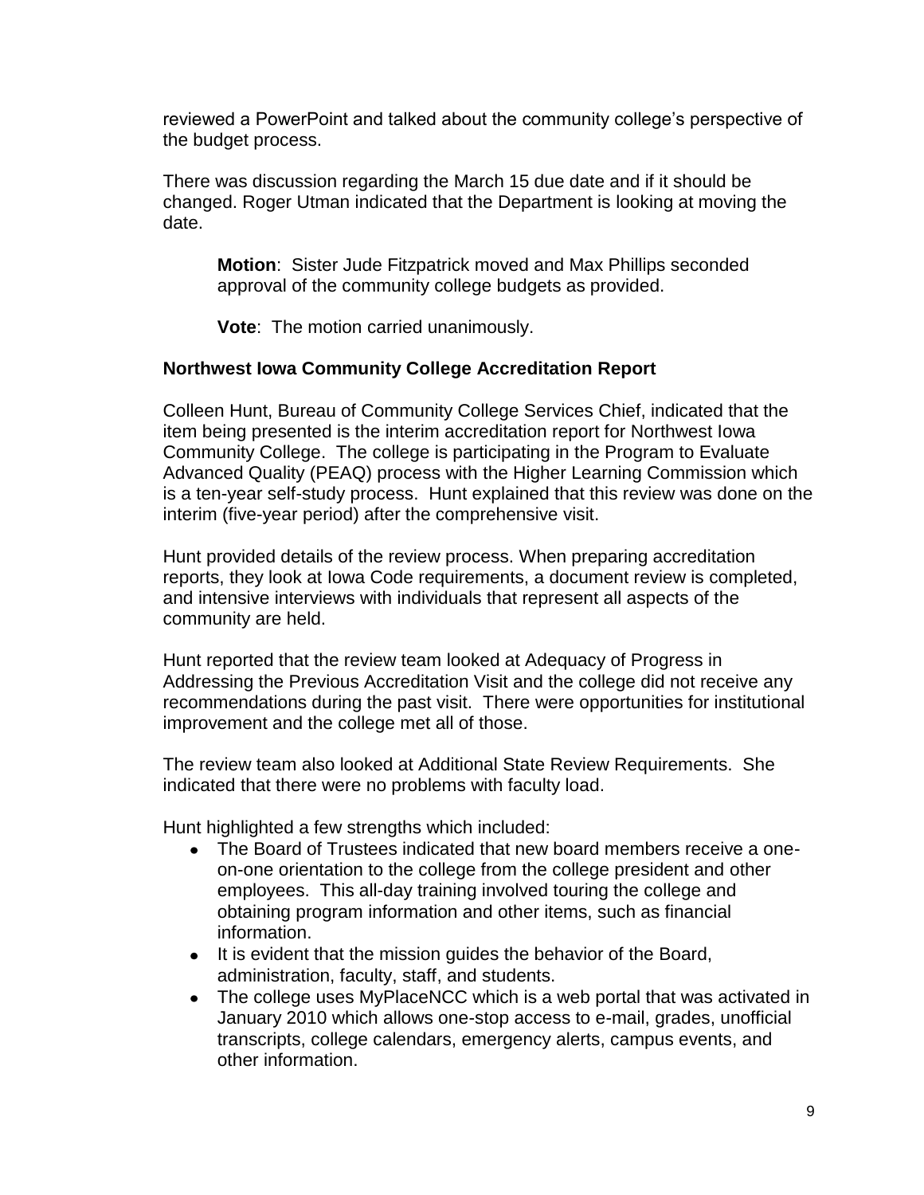reviewed a PowerPoint and talked about the community college's perspective of the budget process.

There was discussion regarding the March 15 due date and if it should be changed. Roger Utman indicated that the Department is looking at moving the date.

> **Motion**: Sister Jude Fitzpatrick moved and Max Phillips seconded approval of the community college budgets as provided.
>
> **Vote**: The motion carried unanimously.

**Northwest Iowa Community College Accreditation Report**

Colleen Hunt, Bureau of Community College Services Chief, indicated that the item being presented is the interim accreditation report for Northwest Iowa Community College. The college is participating in the Program to Evaluate Advanced Quality (PEAQ) process with the Higher Learning Commission which is a ten-year self-study process. Hunt explained that this review was done on the interim (five-year period) after the comprehensive visit.

Hunt provided details of the review process. When preparing accreditation reports, they look at Iowa Code requirements, a document review is completed, and intensive interviews with individuals that represent all aspects of the community are held.

Hunt reported that the review team looked at Adequacy of Progress in Addressing the Previous Accreditation Visit and the college did not receive any recommendations during the past visit. There were opportunities for institutional improvement and the college met all of those.

The review team also looked at Additional State Review Requirements. She indicated that there were no problems with faculty load.

Hunt highlighted a few strengths which included:

- The Board of Trustees indicated that new board members receive a one-on-one orientation to the college from the college president and other employees. This all-day training involved touring the college and obtaining program information and other items, such as financial information.
- It is evident that the mission guides the behavior of the Board, administration, faculty, staff, and students.
- The college uses MyPlaceNCC which is a web portal that was activated in January 2010 which allows one-stop access to e-mail, grades, unofficial transcripts, college calendars, emergency alerts, campus events, and other information.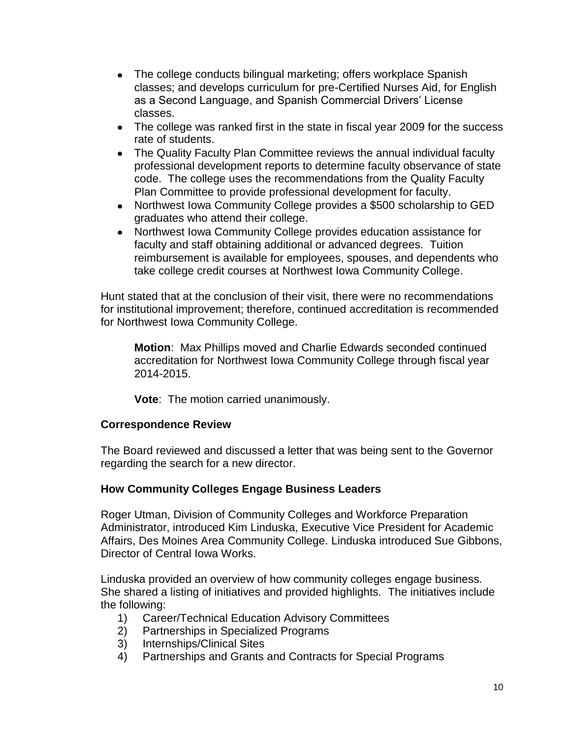- The college conducts bilingual marketing; offers workplace Spanish classes; and develops curriculum for pre-Certified Nurses Aid, for English as a Second Language, and Spanish Commercial Drivers' License classes.
- The college was ranked first in the state in fiscal year 2009 for the success rate of students.
- The Quality Faculty Plan Committee reviews the annual individual faculty professional development reports to determine faculty observance of state code. The college uses the recommendations from the Quality Faculty Plan Committee to provide professional development for faculty.
- Northwest Iowa Community College provides a $500 scholarship to GED graduates who attend their college.
- Northwest Iowa Community College provides education assistance for faculty and staff obtaining additional or advanced degrees. Tuition reimbursement is available for employees, spouses, and dependents who take college credit courses at Northwest Iowa Community College.

Hunt stated that at the conclusion of their visit, there were no recommendations for institutional improvement; therefore, continued accreditation is recommended for Northwest Iowa Community College.

> **Motion**: Max Phillips moved and Charlie Edwards seconded continued accreditation for Northwest Iowa Community College through fiscal year 2014-2015.
>
> **Vote**: The motion carried unanimously.

### Correspondence Review

The Board reviewed and discussed a letter that was being sent to the Governor regarding the search for a new director.

### How Community Colleges Engage Business Leaders

Roger Utman, Division of Community Colleges and Workforce Preparation Administrator, introduced Kim Linduska, Executive Vice President for Academic Affairs, Des Moines Area Community College. Linduska introduced Sue Gibbons, Director of Central Iowa Works.

Linduska provided an overview of how community colleges engage business. She shared a listing of initiatives and provided highlights. The initiatives include the following:

1) Career/Technical Education Advisory Committees
2) Partnerships in Specialized Programs
3) Internships/Clinical Sites
4) Partnerships and Grants and Contracts for Special Programs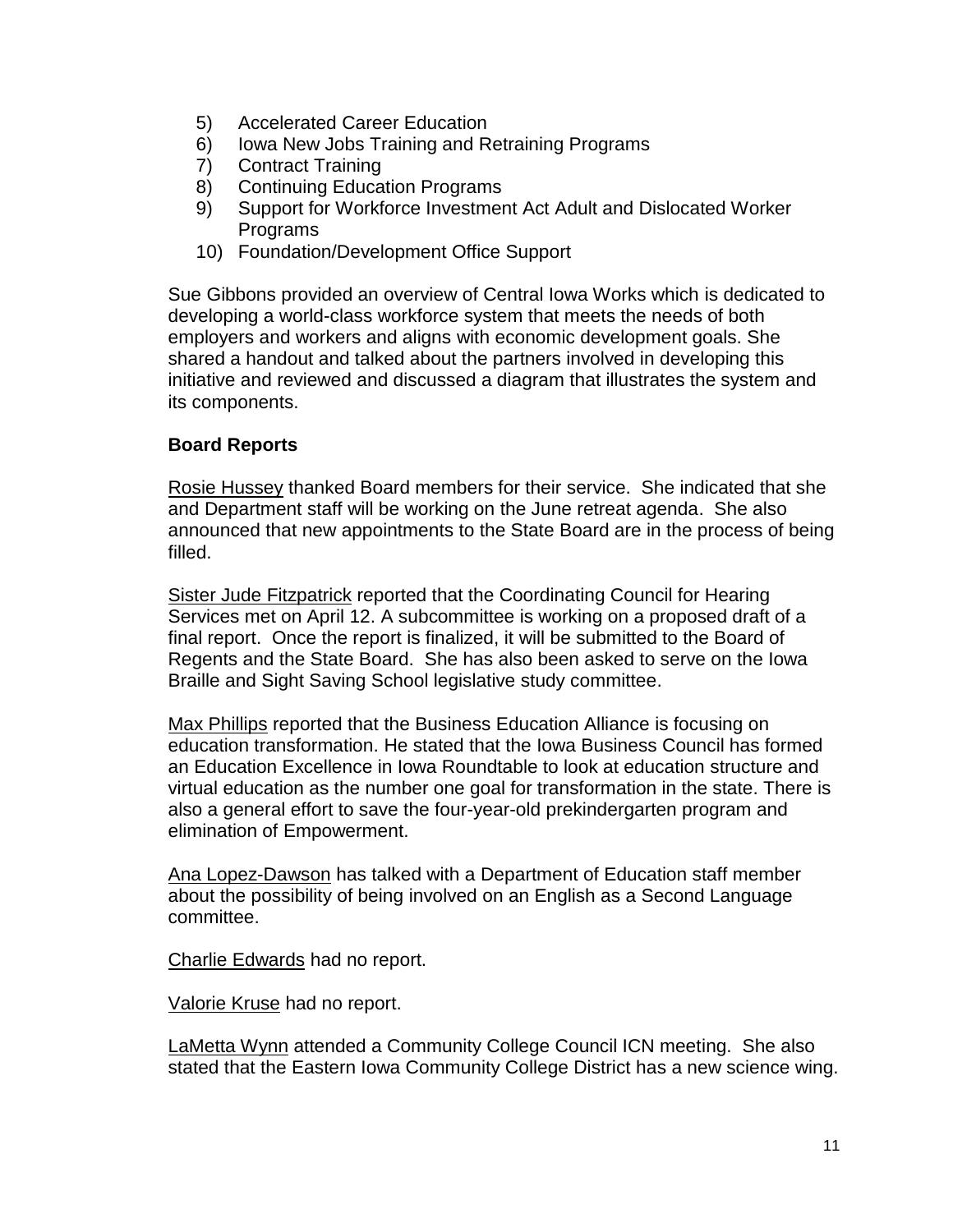5) Accelerated Career Education
6) Iowa New Jobs Training and Retraining Programs
7) Contract Training
8) Continuing Education Programs
9) Support for Workforce Investment Act Adult and Dislocated Worker Programs
10) Foundation/Development Office Support

Sue Gibbons provided an overview of Central Iowa Works which is dedicated to developing a world-class workforce system that meets the needs of both employers and workers and aligns with economic development goals. She shared a handout and talked about the partners involved in developing this initiative and reviewed and discussed a diagram that illustrates the system and its components.

**Board Reports**

Rosie Hussey thanked Board members for their service. She indicated that she and Department staff will be working on the June retreat agenda. She also announced that new appointments to the State Board are in the process of being filled.

Sister Jude Fitzpatrick reported that the Coordinating Council for Hearing Services met on April 12. A subcommittee is working on a proposed draft of a final report. Once the report is finalized, it will be submitted to the Board of Regents and the State Board. She has also been asked to serve on the Iowa Braille and Sight Saving School legislative study committee.

Max Phillips reported that the Business Education Alliance is focusing on education transformation. He stated that the Iowa Business Council has formed an Education Excellence in Iowa Roundtable to look at education structure and virtual education as the number one goal for transformation in the state. There is also a general effort to save the four-year-old prekindergarten program and elimination of Empowerment.

Ana Lopez-Dawson has talked with a Department of Education staff member about the possibility of being involved on an English as a Second Language committee.

Charlie Edwards had no report.

Valorie Kruse had no report.

LaMetta Wynn attended a Community College Council ICN meeting. She also stated that the Eastern Iowa Community College District has a new science wing.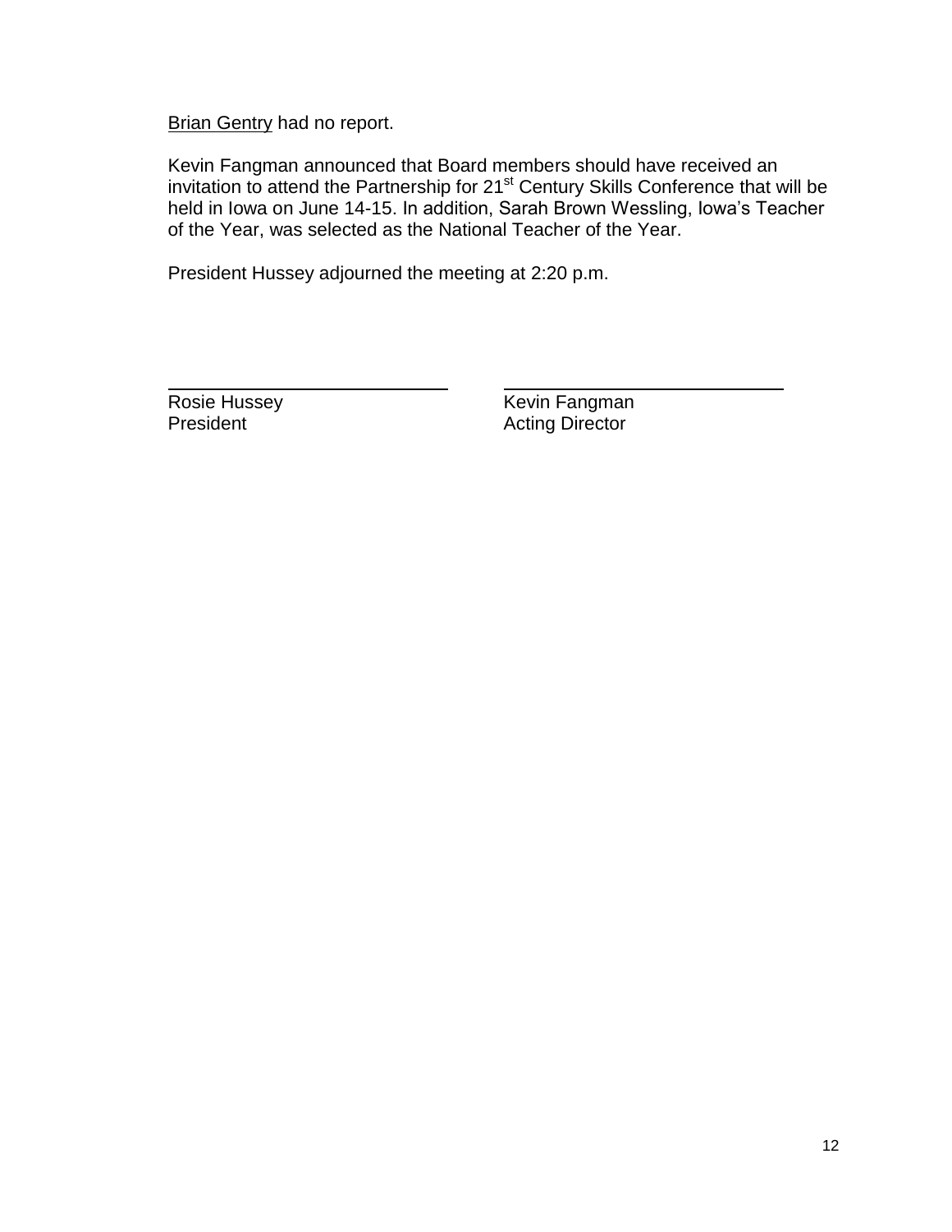<u>Brian Gentry</u> had no report.

Kevin Fangman announced that Board members should have received an invitation to attend the Partnership for 21st Century Skills Conference that will be held in Iowa on June 14-15. In addition, Sarah Brown Wessling, Iowa's Teacher of the Year, was selected as the National Teacher of the Year.

President Hussey adjourned the meeting at 2:20 p.m.

| | |
|---|---|
| Rosie Hussey<br>President | Kevin Fangman<br>Acting Director |